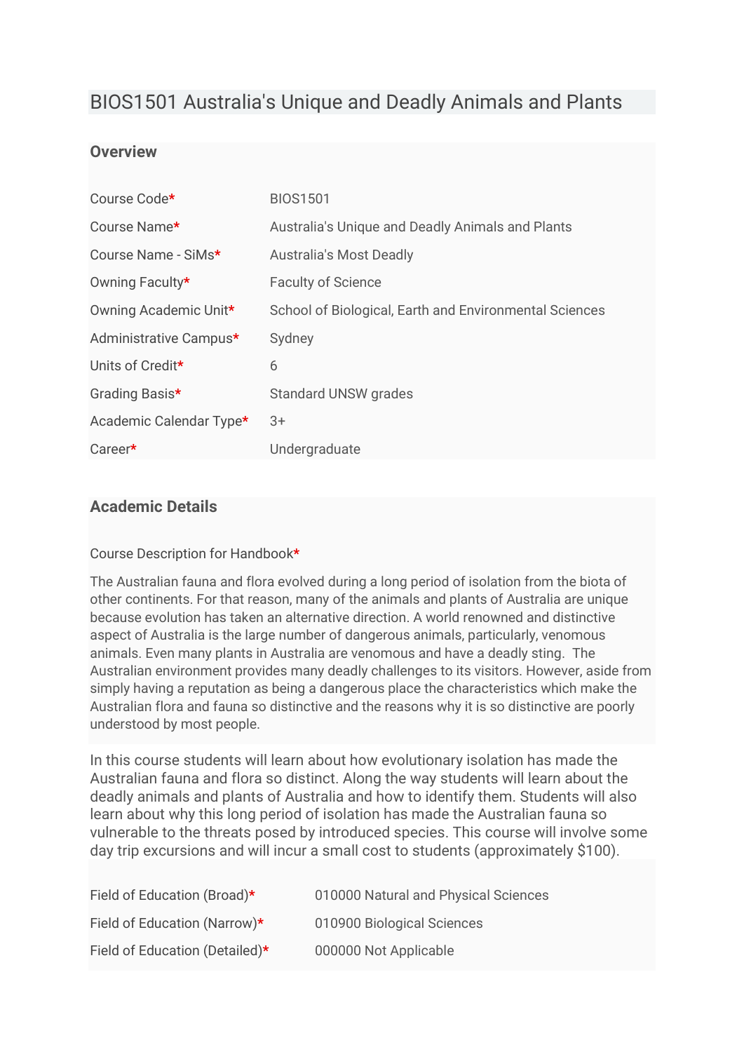# BIOS1501 Australia's Unique and Deadly Animals and Plants

## Overview

| | |
|---|---|
| Course Code* | BIOS1501 |
| Course Name* | Australia's Unique and Deadly Animals and Plants |
| Course Name - SiMs* | Australia's Most Deadly |
| Owning Faculty* | Faculty of Science |
| Owning Academic Unit* | School of Biological, Earth and Environmental Sciences |
| Administrative Campus* | Sydney |
| Units of Credit* | 6 |
| Grading Basis* | Standard UNSW grades |
| Academic Calendar Type* | 3+ |
| Career* | Undergraduate |

## Academic Details

Course Description for Handbook*

The Australian fauna and flora evolved during a long period of isolation from the biota of other continents. For that reason, many of the animals and plants of Australia are unique because evolution has taken an alternative direction. A world renowned and distinctive aspect of Australia is the large number of dangerous animals, particularly, venomous animals. Even many plants in Australia are venomous and have a deadly sting. The Australian environment provides many deadly challenges to its visitors. However, aside from simply having a reputation as being a dangerous place the characteristics which make the Australian flora and fauna so distinctive and the reasons why it is so distinctive are poorly understood by most people.

In this course students will learn about how evolutionary isolation has made the Australian fauna and flora so distinct. Along the way students will learn about the deadly animals and plants of Australia and how to identify them. Students will also learn about why this long period of isolation has made the Australian fauna so vulnerable to the threats posed by introduced species. This course will involve some day trip excursions and will incur a small cost to students (approximately $100).

| | |
|---|---|
| Field of Education (Broad)* | 010000 Natural and Physical Sciences |
| Field of Education (Narrow)* | 010900 Biological Sciences |
| Field of Education (Detailed)* | 000000 Not Applicable |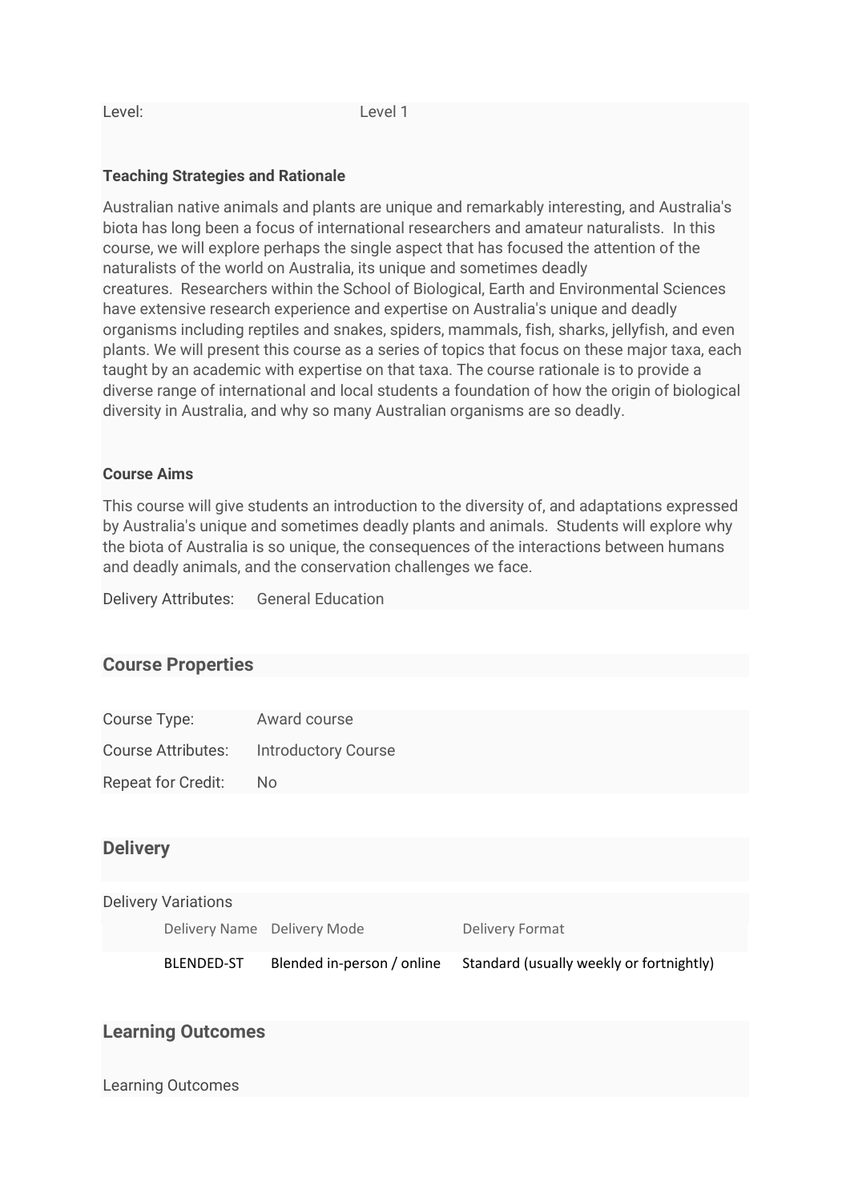| Level: | Level 1 |
|---|---|

**Teaching Strategies and Rationale**

Australian native animals and plants are unique and remarkably interesting, and Australia's biota has long been a focus of international researchers and amateur naturalists. In this course, we will explore perhaps the single aspect that has focused the attention of the naturalists of the world on Australia, its unique and sometimes deadly creatures. Researchers within the School of Biological, Earth and Environmental Sciences have extensive research experience and expertise on Australia's unique and deadly organisms including reptiles and snakes, spiders, mammals, fish, sharks, jellyfish, and even plants. We will present this course as a series of topics that focus on these major taxa, each taught by an academic with expertise on that taxa. The course rationale is to provide a diverse range of international and local students a foundation of how the origin of biological diversity in Australia, and why so many Australian organisms are so deadly.

**Course Aims**

This course will give students an introduction to the diversity of, and adaptations expressed by Australia's unique and sometimes deadly plants and animals. Students will explore why the biota of Australia is so unique, the consequences of the interactions between humans and deadly animals, and the conservation challenges we face.

Delivery Attributes: General Education

## Course Properties

| Course Type: | Award course |
|---|---|
| Course Attributes: | Introductory Course |
| Repeat for Credit: | No |

## Delivery

Delivery Variations

| Delivery Name | Delivery Mode | Delivery Format |
|---|---|---|
| BLENDED-ST | Blended in-person / online | Standard (usually weekly or fortnightly) |

## Learning Outcomes

Learning Outcomes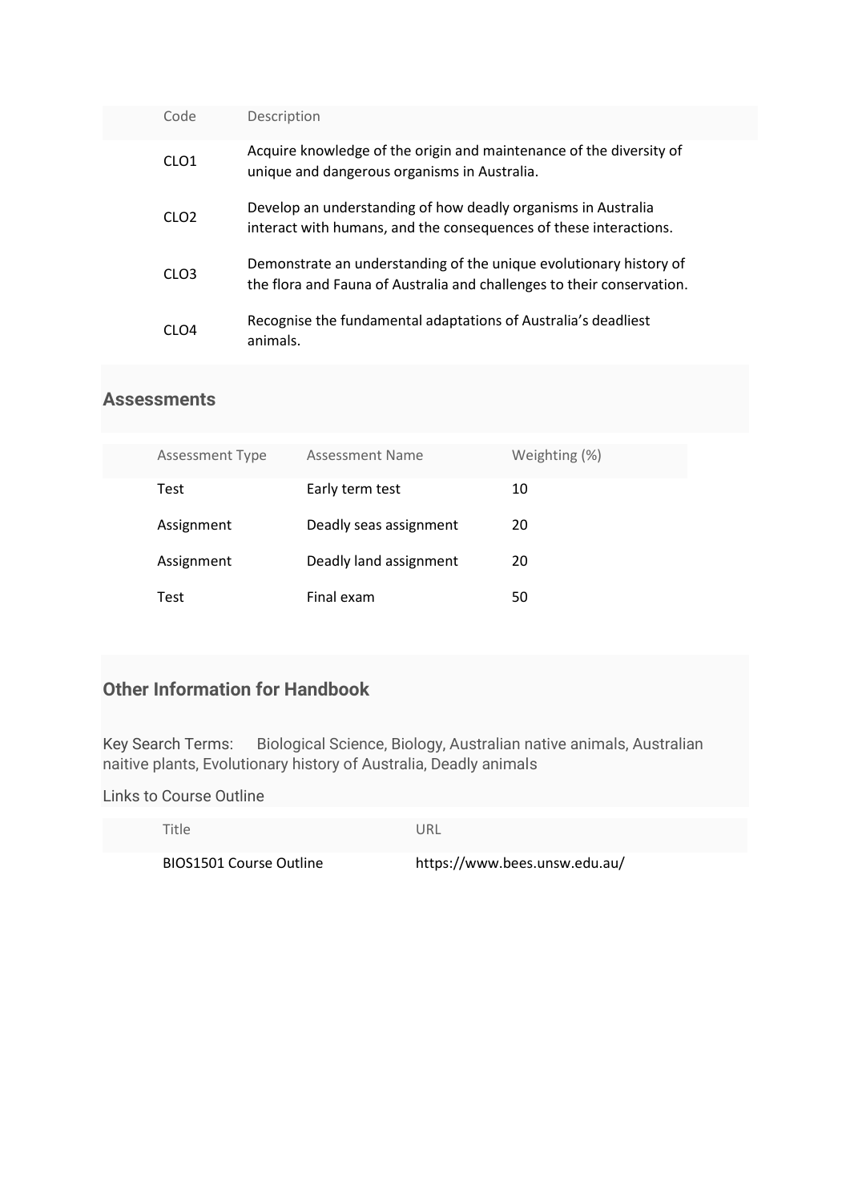| Code | Description |
|---|---|
| CLO1 | Acquire knowledge of the origin and maintenance of the diversity of unique and dangerous organisms in Australia. |
| CLO2 | Develop an understanding of how deadly organisms in Australia interact with humans, and the consequences of these interactions. |
| CLO3 | Demonstrate an understanding of the unique evolutionary history of the flora and Fauna of Australia and challenges to their conservation. |
| CLO4 | Recognise the fundamental adaptations of Australia's deadliest animals. |

## Assessments

| Assessment Type | Assessment Name | Weighting (%) |
|---|---|---|
| Test | Early term test | 10 |
| Assignment | Deadly seas assignment | 20 |
| Assignment | Deadly land assignment | 20 |
| Test | Final exam | 50 |

## Other Information for Handbook

Key Search Terms: Biological Science, Biology, Australian native animals, Australian naitive plants, Evolutionary history of Australia, Deadly animals

Links to Course Outline

| Title | URL |
|---|---|
| BIOS1501 Course Outline | https://www.bees.unsw.edu.au/ |